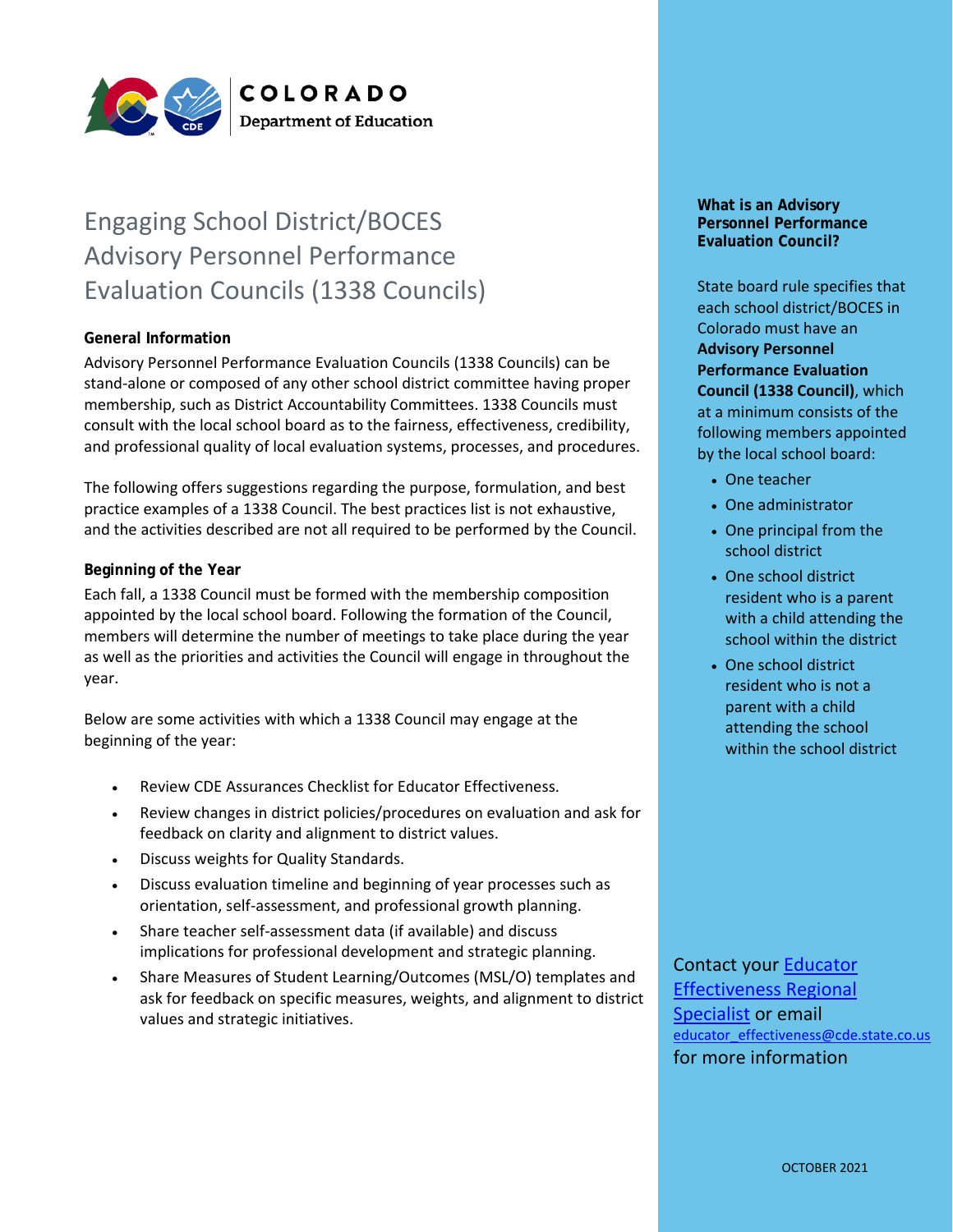COLORADO
Department of Education

# Engaging School District/BOCES Advisory Personnel Performance Evaluation Councils (1338 Councils)

**General Information**

Advisory Personnel Performance Evaluation Councils (1338 Councils) can be stand-alone or composed of any other school district committee having proper membership, such as District Accountability Committees. 1338 Councils must consult with the local school board as to the fairness, effectiveness, credibility, and professional quality of local evaluation systems, processes, and procedures.

The following offers suggestions regarding the purpose, formulation, and best practice examples of a 1338 Council. The best practices list is not exhaustive, and the activities described are not all required to be performed by the Council.

**Beginning of the Year**

Each fall, a 1338 Council must be formed with the membership composition appointed by the local school board. Following the formation of the Council, members will determine the number of meetings to take place during the year as well as the priorities and activities the Council will engage in throughout the year.

Below are some activities with which a 1338 Council may engage at the beginning of the year:

- Review CDE Assurances Checklist for Educator Effectiveness.
- Review changes in district policies/procedures on evaluation and ask for feedback on clarity and alignment to district values.
- Discuss weights for Quality Standards.
- Discuss evaluation timeline and beginning of year processes such as orientation, self-assessment, and professional growth planning.
- Share teacher self-assessment data (if available) and discuss implications for professional development and strategic planning.
- Share Measures of Student Learning/Outcomes (MSL/O) templates and ask for feedback on specific measures, weights, and alignment to district values and strategic initiatives.

**What is an Advisory Personnel Performance Evaluation Council?**

State board rule specifies that each school district/BOCES in Colorado must have an **Advisory Personnel Performance Evaluation Council (1338 Council)**, which at a minimum consists of the following members appointed by the local school board:

- One teacher
- One administrator
- One principal from the school district
- One school district resident who is a parent with a child attending the school within the district
- One school district resident who is not a parent with a child attending the school within the school district

Contact your Educator Effectiveness Regional Specialist or email educator_effectiveness@cde.state.co.us for more information

OCTOBER 2021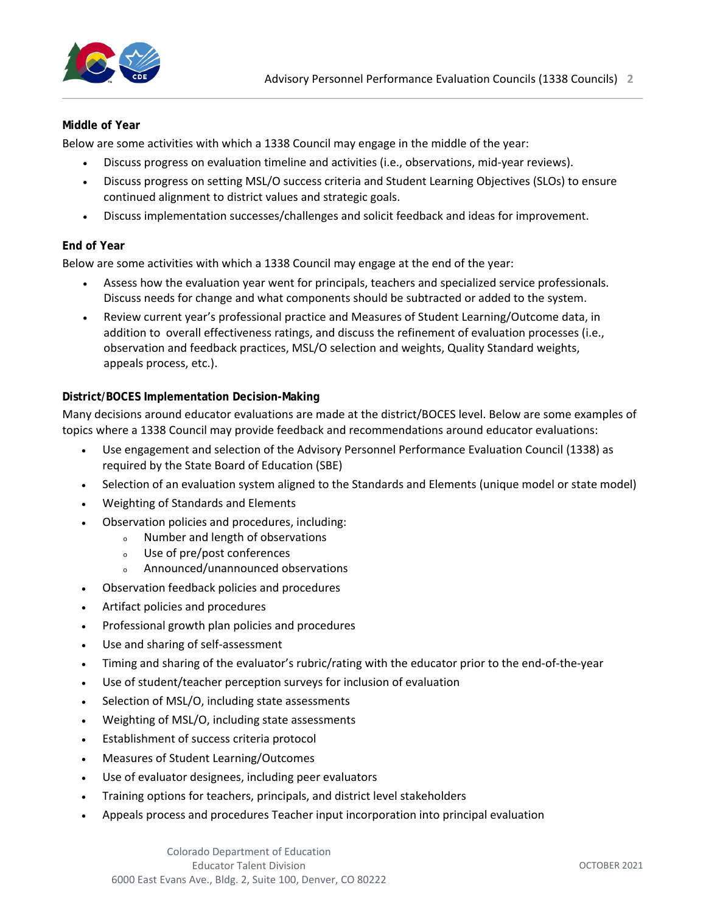**Middle of Year**

Below are some activities with which a 1338 Council may engage in the middle of the year:

- Discuss progress on evaluation timeline and activities (i.e., observations, mid-year reviews).
- Discuss progress on setting MSL/O success criteria and Student Learning Objectives (SLOs) to ensure continued alignment to district values and strategic goals.
- Discuss implementation successes/challenges and solicit feedback and ideas for improvement.

**End of Year**

Below are some activities with which a 1338 Council may engage at the end of the year:

- Assess how the evaluation year went for principals, teachers and specialized service professionals. Discuss needs for change and what components should be subtracted or added to the system.
- Review current year's professional practice and Measures of Student Learning/Outcome data, in addition to overall effectiveness ratings, and discuss the refinement of evaluation processes (i.e., observation and feedback practices, MSL/O selection and weights, Quality Standard weights, appeals process, etc.).

**District/BOCES Implementation Decision-Making**

Many decisions around educator evaluations are made at the district/BOCES level. Below are some examples of topics where a 1338 Council may provide feedback and recommendations around educator evaluations:

- Use engagement and selection of the Advisory Personnel Performance Evaluation Council (1338) as required by the State Board of Education (SBE)
- Selection of an evaluation system aligned to the Standards and Elements (unique model or state model)
- Weighting of Standards and Elements
- Observation policies and procedures, including:
  - Number and length of observations
  - Use of pre/post conferences
  - Announced/unannounced observations
- Observation feedback policies and procedures
- Artifact policies and procedures
- Professional growth plan policies and procedures
- Use and sharing of self-assessment
- Timing and sharing of the evaluator's rubric/rating with the educator prior to the end-of-the-year
- Use of student/teacher perception surveys for inclusion of evaluation
- Selection of MSL/O, including state assessments
- Weighting of MSL/O, including state assessments
- Establishment of success criteria protocol
- Measures of Student Learning/Outcomes
- Use of evaluator designees, including peer evaluators
- Training options for teachers, principals, and district level stakeholders
- Appeals process and procedures Teacher input incorporation into principal evaluation